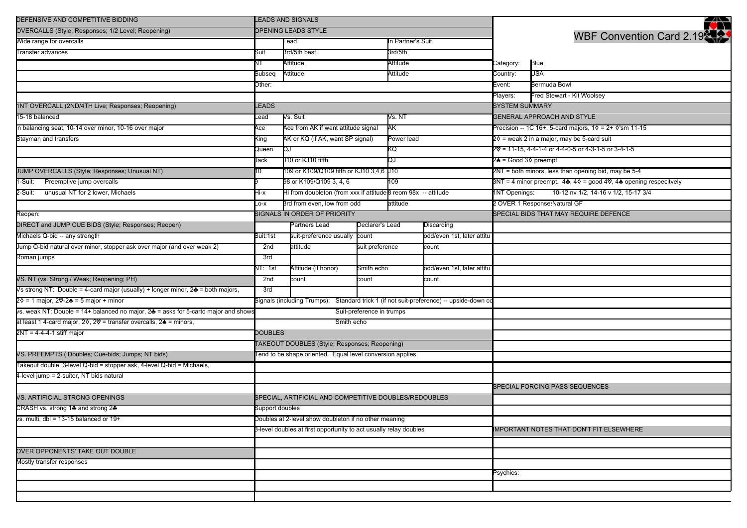# WBF Convention Card 2.19

| | |
|---|---|
| Category: | Blue |
| Country: | USA |
| Event: | Bermuda Bowl |
| Players: | Fred Stewart - Kit Woolsey |

## SYSTEM SUMMARY

### GENERAL APPROACH AND STYLE

Precision -- 1C 16+, 5-card majors, 1♢ = 2+ ♢'sm 11-15

2♢ = weak 2 in a major, may be 5-card suit

2♡ = 11-15, 4-4-1-4 or 4-4-0-5 or 4-3-1-5 or 3-4-1-5

2♠ = Good 3♢ preempt

2NT = both minors, less than opening bid, may be 5-4

3NT = 4 minor preempt. 4♣, 4♢ = good 4♡, 4♠ opening respecitvely

1NT Openings: 10-12 nv 1/2, 14-16 v 1/2, 15-17 3/4

2 OVER 1 Responses Natural GF

### SPECIAL BIDS THAT MAY REQUIRE DEFENCE

### SPECIAL FORCING PASS SEQUENCES

### IMPORTANT NOTES THAT DON'T FIT ELSEWHERE

Psychics:

## DEFENSIVE AND COMPETITIVE BIDDING

### OVERCALLS (Style; Responses; 1/2 Level; Reopening)

Wide range for overcalls

Transfer advances

### 1NT OVERCALL (2ND/4TH Live; Responses; Reopening)

15-18 balanced

In balancing seat, 10-14 over minor, 10-16 over major

Stayman and transfers

### JUMP OVERCALLS (Style; Responses; Unusual NT)

1-Suit: Preemptive jump overcalls

2-Suit: unusual NT for 2 lower, Michaels

Reopen:

### DIRECT and JUMP CUE BIDS (Style; Responses; Reopen)

Michaels Q-bid -- any strength

Jump Q-bid natural over minor, stopper ask over major (and over weak 2)

Roman jumps

### VS. NT (vs. Strong / Weak; Reopening; PH)

Vs strong NT: Double = 4-card major (usually) + longer minor, 2♣ = both majors,

2♢ = 1 major, 2♡-2♠ = 5 major + minor

vs. weak NT: Double = 14+ balanced no major, 2♣ = asks for 5-cartd major and shows

at least 1 4-card major, 2♢, 2♡ = transfer overcalls, 2♠ = minors,

2NT = 4-4-4-1 stiff major

### VS. PREEMPTS ( Doubles; Cue-bids; Jumps; NT bids)

Takeout double, 3-level Q-bid = stopper ask, 4-level Q-bid = Michaels,

4-level jump = 2-suiter, NT bids natural

### VS. ARTIFICIAL STRONG OPENINGS

CRASH vs. strong 1♣ and strong 2♣

vs. multi, dbl = 13-15 balanced or 19+

### OVER OPPONENTS' TAKE OUT DOUBLE

Mostly transfer responses

## LEADS AND SIGNALS

### OPENING LEADS STYLE

| | Lead | In Partner's Suit |
|---|---|---|
| Suit | 3rd/5th best | 3rd/5th |
| NT | Attitude | Attitude |
| Subseq | Attitude | Attitude |
| Other: | | |

### LEADS

| Lead | Vs. Suit | Vs. NT |
|---|---|---|
| Ace | Ace from AK if want attitude signal | AK |
| King | AK or KQ (if AK, want SP signal) | Power lead |
| Queen | QJ | KQ |
| Jack | J10 or KJ10 fifth | QJ |
| 10 | 109 or K109/Q109 fifth or KJ10 3,4,6 | J10 |
| 9 | 98 or K109/Q109 3, 4, 6 | 109 |
| Hi-x | Hi from doubleton (from xxx if attitude | 8 reom 98x -- attitude |
| Lo-x | 3rd from even, low from odd | attitude |

### SIGNALS IN ORDER OF PRIORITY

| | | Partners Lead | Declarer's Lead | Discarding |
|---|---|---|---|---|
| Suit: | 1st | suit-preference usually | count | odd/even 1st, later attitu |
| | 2nd | attitude | suit preference | count |
| | 3rd | | | |
| NT: | 1st | Attitude (if honor) | Smith echo | odd/even 1st, later attitu |
| | 2nd | count | count | count |
| | 3rd | | | |

Signals (including Trumps): Standard trick 1 (if not suit-preference) -- upside-down co

Suit-preference in trumps

Smith echo

## DOUBLES

### TAKEOUT DOUBLES (Style; Responses; Reopening)

Tend to be shape oriented. Equal level conversion applies.

### SPECIAL, ARTIFICIAL AND COMPETITIVE DOUBLES/REDOUBLES

Support doubles

Doubles at 2-level show doubleton if no other meaning

3-level doubles at first opportunity to act usually relay doubles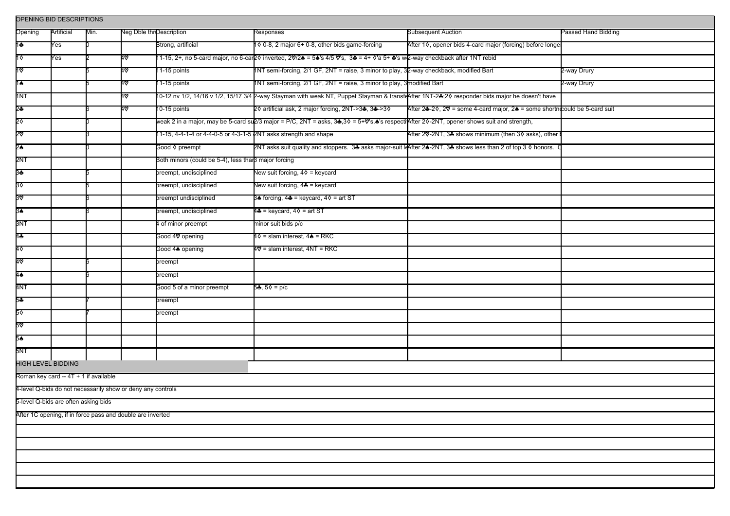## OPENING BID DESCRIPTIONS

| Opening | Artificial | Min. | Neg Dble thru | Description | Responses | Subsequent Auction | Passed Hand Bidding |
|---|---|---|---|---|---|---|---|
| 1♣ | Yes | 0 | | Strong, artificial | 1◊ 0-8, 2 major 6+ 0-8, other bids game-forcing | After 1◊, opener bids 4-card major (forcing) before longe | |
| 1◊ | Yes | 2 | 4♡ | 11-15, 2+, no 5-card major, no 6-car | 2◊ inverted, 2♡/2♠ = 5♠'s 4/5 ♡'s, 3♣ = 4+ ◊'a 5+ ♣'s w | 2-way checkback after 1NT rebid | |
| 1♡ | | 5 | 4♡ | 11-15 points | 1NT semi-forcing, 2/1 GF, 2NT = raise, 3 minor to play, 3 | 2-way checkback, modified Bart | 2-way Drury |
| 1♠ | | 5 | 4♡ | 11-15 points | 1NT semi-forcing, 2/1 GF, 2NT = raise, 3 minor to play, 3 | modified Bart | 2-way Drury |
| 1NT | | | 4♡ | 10-12 nv 1/2, 14/16 v 1/2, 15/17 3/4 | 2-way Stayman with weak NT, Puppet Stayman & transfe | After 1NT-2♣;2◊ responder bids major he doesn't have | |
| 2♣ | | 6 | 4♡ | 10-15 points | 2◊ artificial ask, 2 major forcing, 2NT->3♣, 3♣->3◊ | After 2♣-2◊, 2♡ = some 4-card major, 2♠ = some shortn | could be 5-card suit |
| 2◊ | | 0 | | weak 2 in a major, may be 5-card su | 2/3 major = P/C, 2NT = asks, 3♣,3◊ = 5+♡'s,♠'s respecti | After 2◊-2NT, opener shows suit and strength, | |
| 2♡ | | 3 | | 11-15, 4-4-1-4 or 4-4-0-5 or 4-3-1-5 | 2NT asks strength and shape | After 2♡-2NT, 3♣ shows minimum (then 3◊ asks), other | |
| 2♠ | | 0 | | Good ◊ preempt | 2NT asks suit quality and stoppers. 3♣ asks major-suit l | After 2♠-2NT, 3♣ shows less than 2 of top 3 ◊ honors. C | |
| 2NT | | | | Both minors (could be 5-4), less than | 3 major forcing | | |
| 3♣ | | 5 | | preempt, undisciplined | New suit forcing, 4◊ = keycard | | |
| 3◊ | | 5 | | preempt, undisciplined | New suit forcing, 4♣ = keycard | | |
| 3♡ | | 6 | | preempt undisciplined | 3♠ forcing, 4♣ = keycard, 4◊ = art ST | | |
| 3♠ | | 6 | | preempt, undisciplined | 4♣ = keycard, 4◊ = art ST | | |
| 3NT | | | | 4 of minor preempt | minor suit bids p/c | | |
| 4♣ | | | | Good 4♡ opening | 4◊ = slam interest, 4♠ = RKC | | |
| 4◊ | | | | Good 4♠ opening | 4♡ = slam interest, 4NT = RKC | | |
| 4♡ | | 6 | | preempt | | | |
| 4♠ | | 6 | | preempt | | | |
| 4NT | | | | Good 5 of a minor preempt | 5♣, 5◊ = p/c | | |
| 5♣ | | 7 | | preempt | | | |
| 5◊ | | 7 | | preempt | | | |
| 5♡ | | | | | | | |
| 5♠ | | | | | | | |
| 5NT | | | | | | | |

## HIGH LEVEL BIDDING

Roman key card -- 4T + 1 if available

4-level Q-bids do not necessarily show or deny any controls

5-level Q-bids are often asking bids

After 1C opening, if in force pass and double are inverted